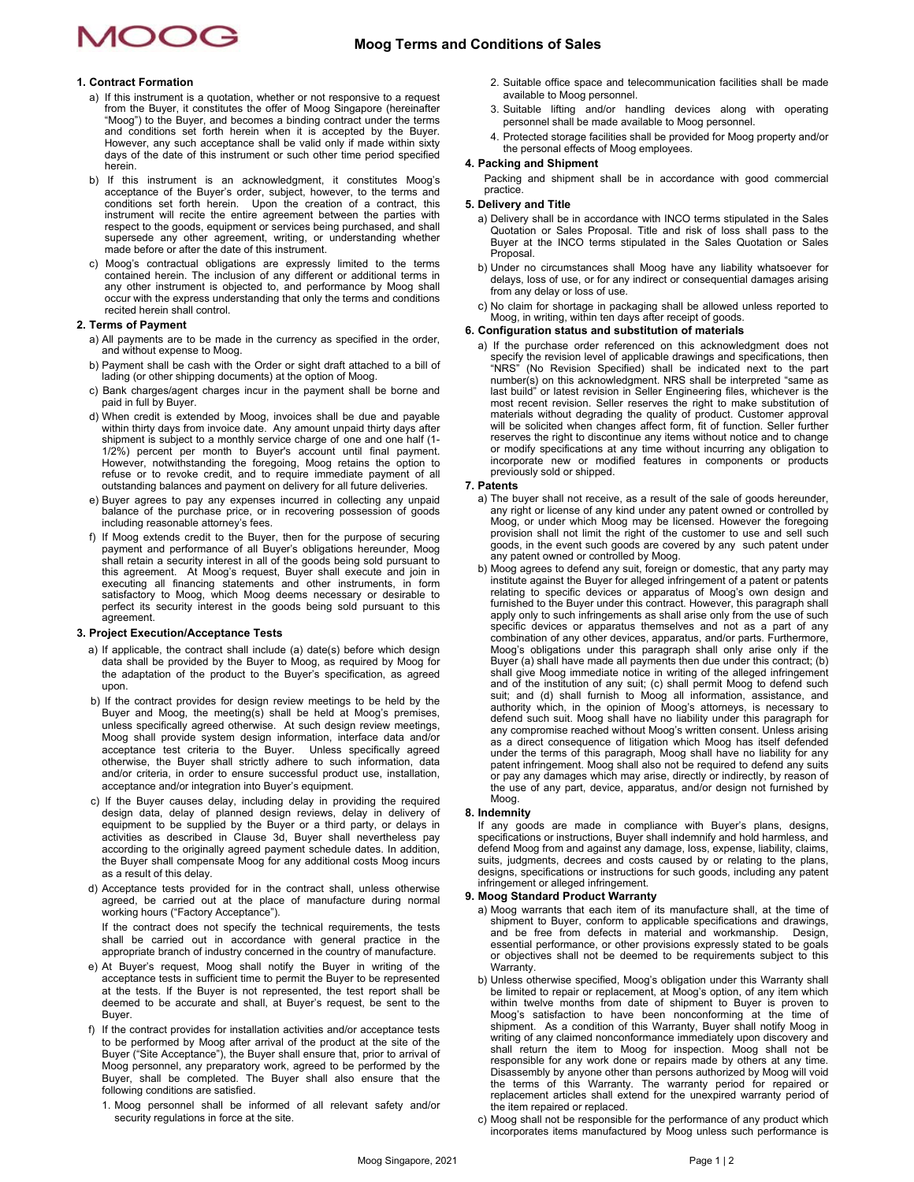# Moog Terms and Conditions of Sales

## 1. Contract Formation

a) If this instrument is a quotation, whether or not responsive to a request from the Buyer, it constitutes the offer of Moog Singapore (hereinafter "Moog") to the Buyer, and becomes a binding contract under the terms and conditions set forth herein when it is accepted by the Buyer. However, any such acceptance shall be valid only if made within sixty days of the date of this instrument or such other time period specified herein.

b) If this instrument is an acknowledgment, it constitutes Moog's acceptance of the Buyer's order, subject, however, to the terms and conditions set forth herein. Upon the creation of a contract, this instrument will recite the entire agreement between the parties with respect to the goods, equipment or services being purchased, and shall supersede any other agreement, writing, or understanding whether made before or after the date of this instrument.

c) Moog's contractual obligations are expressly limited to the terms contained herein. The inclusion of any different or additional terms in any other instrument is objected to, and performance by Moog shall occur with the express understanding that only the terms and conditions recited herein shall control.

## 2. Terms of Payment

a) All payments are to be made in the currency as specified in the order, and without expense to Moog.

b) Payment shall be cash with the Order or sight draft attached to a bill of lading (or other shipping documents) at the option of Moog.

c) Bank charges/agent charges incur in the payment shall be borne and paid in full by Buyer.

d) When credit is extended by Moog, invoices shall be due and payable within thirty days from invoice date. Any amount unpaid thirty days after shipment is subject to a monthly service charge of one and one half (1-1/2%) percent per month to Buyer's account until final payment. However, notwithstanding the foregoing, Moog retains the option to refuse or to revoke credit, and to require immediate payment of all outstanding balances and payment on delivery for all future deliveries.

e) Buyer agrees to pay any expenses incurred in collecting any unpaid balance of the purchase price, or in recovering possession of goods including reasonable attorney's fees.

f) If Moog extends credit to the Buyer, then for the purpose of securing payment and performance of all Buyer's obligations hereunder, Moog shall retain a security interest in all of the goods being sold pursuant to this agreement. At Moog's request, Buyer shall execute and join in executing all financing statements and other instruments, in form satisfactory to Moog, which Moog deems necessary or desirable to perfect its security interest in the goods being sold pursuant to this agreement.

## 3. Project Execution/Acceptance Tests

a) If applicable, the contract shall include (a) date(s) before which design data shall be provided by the Buyer to Moog, as required by Moog for the adaptation of the product to the Buyer's specification, as agreed upon.

b) If the contract provides for design review meetings to be held by the Buyer and Moog, the meeting(s) shall be held at Moog's premises, unless specifically agreed otherwise. At such design review meetings, Moog shall provide system design information, interface data and/or acceptance test criteria to the Buyer. Unless specifically agreed otherwise, the Buyer shall strictly adhere to such information, data and/or criteria, in order to ensure successful product use, installation, acceptance and/or integration into Buyer's equipment.

c) If the Buyer causes delay, including delay in providing the required design data, delay of planned design reviews, delay in delivery of equipment to be supplied by the Buyer or a third party, or delays in activities as described in Clause 3d, Buyer shall nevertheless pay according to the originally agreed payment schedule dates. In addition, the Buyer shall compensate Moog for any additional costs Moog incurs as a result of this delay.

d) Acceptance tests provided for in the contract shall, unless otherwise agreed, be carried out at the place of manufacture during normal working hours ("Factory Acceptance").

If the contract does not specify the technical requirements, the tests shall be carried out in accordance with general practice in the appropriate branch of industry concerned in the country of manufacture.

e) At Buyer's request, Moog shall notify the Buyer in writing of the acceptance tests in sufficient time to permit the Buyer to be represented at the tests. If the Buyer is not represented, the test report shall be deemed to be accurate and shall, at Buyer's request, be sent to the Buyer.

f) If the contract provides for installation activities and/or acceptance tests to be performed by Moog after arrival of the product at the site of the Buyer ("Site Acceptance"), the Buyer shall ensure that, prior to arrival of Moog personnel, any preparatory work, agreed to be performed by the Buyer, shall be completed. The Buyer shall also ensure that the following conditions are satisfied.

1. Moog personnel shall be informed of all relevant safety and/or security regulations in force at the site.
2. Suitable office space and telecommunication facilities shall be made available to Moog personnel.
3. Suitable lifting and/or handling devices along with operating personnel shall be made available to Moog personnel.
4. Protected storage facilities shall be provided for Moog property and/or the personal effects of Moog employees.

## 4. Packing and Shipment

Packing and shipment shall be in accordance with good commercial practice.

## 5. Delivery and Title

a) Delivery shall be in accordance with INCO terms stipulated in the Sales Quotation or Sales Proposal. Title and risk of loss shall pass to the Buyer at the INCO terms stipulated in the Sales Quotation or Sales Proposal.

b) Under no circumstances shall Moog have any liability whatsoever for delays, loss of use, or for any indirect or consequential damages arising from any delay or loss of use.

c) No claim for shortage in packaging shall be allowed unless reported to Moog, in writing, within ten days after receipt of goods.

## 6. Configuration status and substitution of materials

a) If the purchase order referenced on this acknowledgment does not specify the revision level of applicable drawings and specifications, then "NRS" (No Revision Specified) shall be indicated next to the part number(s) on this acknowledgment. NRS shall be interpreted "same as last build" or latest revision in Seller Engineering files, whichever is the most recent revision. Seller reserves the right to make substitution of materials without degrading the quality of product. Customer approval will be solicited when changes affect form, fit of function. Seller further reserves the right to discontinue any items without notice and to change or modify specifications at any time without incurring any obligation to incorporate new or modified features in components or products previously sold or shipped.

## 7. Patents

a) The buyer shall not receive, as a result of the sale of goods hereunder, any right or license of any kind under any patent owned or controlled by Moog, or under which Moog may be licensed. However the foregoing provision shall not limit the right of the customer to use and sell such goods, in the event such goods are covered by any such patent under any patent owned or controlled by Moog.

b) Moog agrees to defend any suit, foreign or domestic, that any party may institute against the Buyer for alleged infringement of a patent or patents relating to specific devices or apparatus of Moog's own design and furnished to the Buyer under this contract. However, this paragraph shall apply only to such infringements as shall arise only from the use of such specific devices or apparatus themselves and not as a part of any combination of any other devices, apparatus, and/or parts. Furthermore, Moog's obligations under this paragraph shall only arise only if the Buyer (a) shall have made all payments then due under this contract; (b) shall give Moog immediate notice in writing of the alleged infringement and of the institution of any suit; (c) shall permit Moog to defend such suit; and (d) shall furnish to Moog all information, assistance, and authority which, in the opinion of Moog's attorneys, is necessary to defend such suit. Moog shall have no liability under this paragraph for any compromise reached without Moog's written consent. Unless arising as a direct consequence of litigation which Moog has itself defended under the terms of this paragraph, Moog shall have no liability for any patent infringement. Moog shall also not be required to defend any suits or pay any damages which may arise, directly or indirectly, by reason of the use of any part, device, apparatus, and/or design not furnished by Moog.

## 8. Indemnity

If any goods are made in compliance with Buyer's plans, designs, specifications or instructions, Buyer shall indemnify and hold harmless, and defend Moog from and against any damage, loss, expense, liability, claims, suits, judgments, decrees and costs caused by or relating to the plans, designs, specifications or instructions for such goods, including any patent infringement or alleged infringement.

## 9. Moog Standard Product Warranty

a) Moog warrants that each item of its manufacture shall, at the time of shipment to Buyer, conform to applicable specifications and drawings, and be free from defects in material and workmanship. Design, essential performance, or other provisions expressly stated to be goals or objectives shall not be deemed to be requirements subject to this Warranty.

b) Unless otherwise specified, Moog's obligation under this Warranty shall be limited to repair or replacement, at Moog's option, of any item which within twelve months from date of shipment to Buyer is proven to Moog's satisfaction to have been nonconforming at the time of shipment. As a condition of this Warranty, Buyer shall notify Moog in writing of any claimed nonconformance immediately upon discovery and shall return the item to Moog for inspection. Moog shall not be responsible for any work done or repairs made by others at any time. Disassembly by anyone other than persons authorized by Moog will void the terms of this Warranty. The warranty period for repaired or replacement articles shall extend for the unexpired warranty period of the item repaired or replaced.

c) Moog shall not be responsible for the performance of any product which incorporates items manufactured by Moog unless such performance is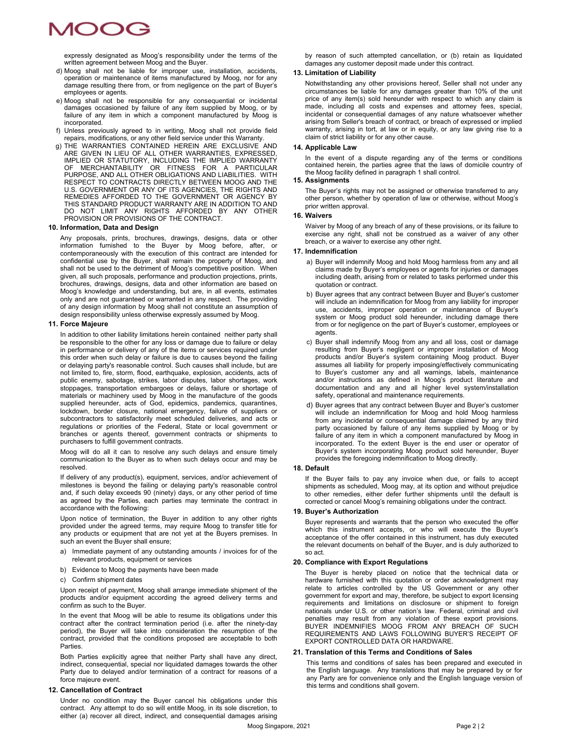expressly designated as Moog's responsibility under the terms of the written agreement between Moog and the Buyer.

d) Moog shall not be liable for improper use, installation, accidents, operation or maintenance of items manufactured by Moog, nor for any damage resulting there from, or from negligence on the part of Buyer's employees or agents.

e) Moog shall not be responsible for any consequential or incidental damages occasioned by failure of any item supplied by Moog, or by failure of any item in which a component manufactured by Moog is incorporated.

f) Unless previously agreed to in writing, Moog shall not provide field repairs, modifications, or any other field service under this Warranty.

g) THE WARRANTIES CONTAINED HEREIN ARE EXCLUSIVE AND ARE GIVEN IN LIEU OF ALL OTHER WARRANTIES, EXPRESSED, IMPLIED OR STATUTORY, INCLUDING THE IMPLIED WARRANTY OF MERCHANTABILITY OR FITNESS FOR A PARTICULAR PURPOSE, AND ALL OTHER OBLIGATIONS AND LIABILITIES. WITH RESPECT TO CONTRACTS DIRECTLY BETWEEN MOOG AND THE U.S. GOVERNMENT OR ANY OF ITS AGENCIES, THE RIGHTS AND REMEDIES AFFORDED TO THE GOVERNMENT OR AGENCY BY THIS STANDARD PRODUCT WARRANTY ARE IN ADDITION TO AND DO NOT LIMIT ANY RIGHTS AFFORDED BY ANY OTHER PROVISION OR PROVISIONS OF THE CONTRACT.

### 10. Information, Data and Design

Any proposals, prints, brochures, drawings, designs, data or other information furnished to the Buyer by Moog before, after, or contemporaneously with the execution of this contract are intended for confidential use by the Buyer, shall remain the property of Moog, and shall not be used to the detriment of Moog's competitive position. When given, all such proposals, performance and production projections, prints, brochures, drawings, designs, data and other information are based on Moog's knowledge and understanding, but are, in all events, estimates only and are not guaranteed or warranted in any respect. The providing of any design information by Moog shall not constitute an assumption of design responsibility unless otherwise expressly assumed by Moog.

### 11. Force Majeure

In addition to other liability limitations herein contained neither party shall be responsible to the other for any loss or damage due to failure or delay in performance or delivery of any of the items or services required under this order when such delay or failure is due to causes beyond the failing or delaying party's reasonable control. Such causes shall include, but are not limited to, fire, storm, flood, earthquake, explosion, accidents, acts of public enemy, sabotage, strikes, labor disputes, labor shortages, work stoppages, transportation embargoes or delays, failure or shortage of materials or machinery used by Moog in the manufacture of the goods supplied hereunder, acts of God, epidemics, pandemics, quarantines, lockdown, border closure, national emergency, failure of suppliers or subcontractors to satisfactorily meet scheduled deliveries, and acts or regulations or priorities of the Federal, State or local government or branches or agents thereof, government contracts or shipments to purchasers to fulfill government contracts.

Moog will do all it can to resolve any such delays and ensure timely communication to the Buyer as to when such delays occur and may be resolved.

If delivery of any product(s), equipment, services, and/or achievement of milestones is beyond the failing or delaying party's reasonable control and, if such delay exceeds 90 (ninety) days, or any other period of time as agreed by the Parties, each parties may terminate the contract in accordance with the following:

Upon notice of termination, the Buyer in addition to any other rights provided under the agreed terms, may require Moog to transfer title for any products or equipment that are not yet at the Buyers premises. In such an event the Buyer shall ensure;

a) Immediate payment of any outstanding amounts / invoices for of the relevant products, equipment or services
b) Evidence to Moog the payments have been made
c) Confirm shipment dates

Upon receipt of payment, Moog shall arrange immediate shipment of the products and/or equipment according the agreed delivery terms and confirm as such to the Buyer.

In the event that Moog will be able to resume its obligations under this contract after the contract termination period (i.e. after the ninety-day period), the Buyer will take into consideration the resumption of the contract, provided that the conditions proposed are acceptable to both Parties.

Both Parties explicitly agree that neither Party shall have any direct, indirect, consequential, special nor liquidated damages towards the other Party due to delayed and/or termination of a contract for reasons of a force majeure event.

### 12. Cancellation of Contract

Under no condition may the Buyer cancel his obligations under this contract. Any attempt to do so will entitle Moog, in its sole discretion, to either (a) recover all direct, indirect, and consequential damages arising by reason of such attempted cancellation, or (b) retain as liquidated damages any customer deposit made under this contract.

### 13. Limitation of Liability

Notwithstanding any other provisions hereof, Seller shall not under any circumstances be liable for any damages greater than 10% of the unit price of any item(s) sold hereunder with respect to which any claim is made, including all costs and expenses and attorney fees, special, incidental or consequential damages of any nature whatsoever whether arising from Seller's breach of contract, or breach of expressed or implied warranty, arising in tort, at law or in equity, or any law giving rise to a claim of strict liability or for any other cause.

### 14. Applicable Law

In the event of a dispute regarding any of the terms or conditions contained herein, the parties agree that the laws of domicile country of the Moog facility defined in paragraph 1 shall control.

### 15. Assignments

The Buyer's rights may not be assigned or otherwise transferred to any other person, whether by operation of law or otherwise, without Moog's prior written approval.

### 16. Waivers

Waiver by Moog of any breach of any of these provisions, or its failure to exercise any right, shall not be construed as a waiver of any other breach, or a waiver to exercise any other right.

### 17. Indemnification

a) Buyer will indemnify Moog and hold Moog harmless from any and all claims made by Buyer's employees or agents for injuries or damages including death, arising from or related to tasks performed under this quotation or contract.

b) Buyer agrees that any contract between Buyer and Buyer's customer will include an indemnification for Moog from any liability for improper use, accidents, improper operation or maintenance of Buyer's system or Moog product sold hereunder, including damage there from or for negligence on the part of Buyer's customer, employees or agents.

c) Buyer shall indemnify Moog from any and all loss, cost or damage resulting from Buyer's negligent or improper installation of Moog products and/or Buyer's system containing Moog product. Buyer assumes all liability for properly imposing/effectively communicating to Buyer's customer any and all warnings, labels, maintenance and/or instructions as defined in Moog's product literature and documentation and any and all higher level system/installation safety, operational and maintenance requirements.

d) Buyer agrees that any contract between Buyer and Buyer's customer will include an indemnification for Moog and hold Moog harmless from any incidental or consequential damage claimed by any third party occasioned by failure of any items supplied by Moog or by failure of any item in which a component manufactured by Moog in incorporated. To the extent Buyer is the end user or operator of Buyer's system incorporating Moog product sold hereunder, Buyer provides the foregoing indemnification to Moog directly.

### 18. Default

If the Buyer fails to pay any invoice when due, or fails to accept shipments as scheduled, Moog may, at its option and without prejudice to other remedies, either defer further shipments until the default is corrected or cancel Moog's remaining obligations under the contract.

### 19. Buyer's Authorization

Buyer represents and warrants that the person who executed the offer which this instrument accepts, or who will execute the Buyer's acceptance of the offer contained in this instrument, has duly executed the relevant documents on behalf of the Buyer, and is duly authorized to so act.

### 20. Compliance with Export Regulations

The Buyer is hereby placed on notice that the technical data or hardware furnished with this quotation or order acknowledgment may relate to articles controlled by the US Government or any other government for export and may, therefore, be subject to export licensing requirements and limitations on disclosure or shipment to foreign nationals under U.S. or other nation's law. Federal, criminal and civil penalties may result from any violation of these export provisions. BUYER INDEMNIFIES MOOG FROM ANY BREACH OF SUCH REQUIREMENTS AND LAWS FOLLOWING BUYER'S RECEIPT OF EXPORT CONTROLLED DATA OR HARDWARE.

### 21. Translation of this Terms and Conditions of Sales

This terms and conditions of sales has been prepared and executed in the English language. Any translations that may be prepared by or for any Party are for convenience only and the English language version of this terms and conditions shall govern.